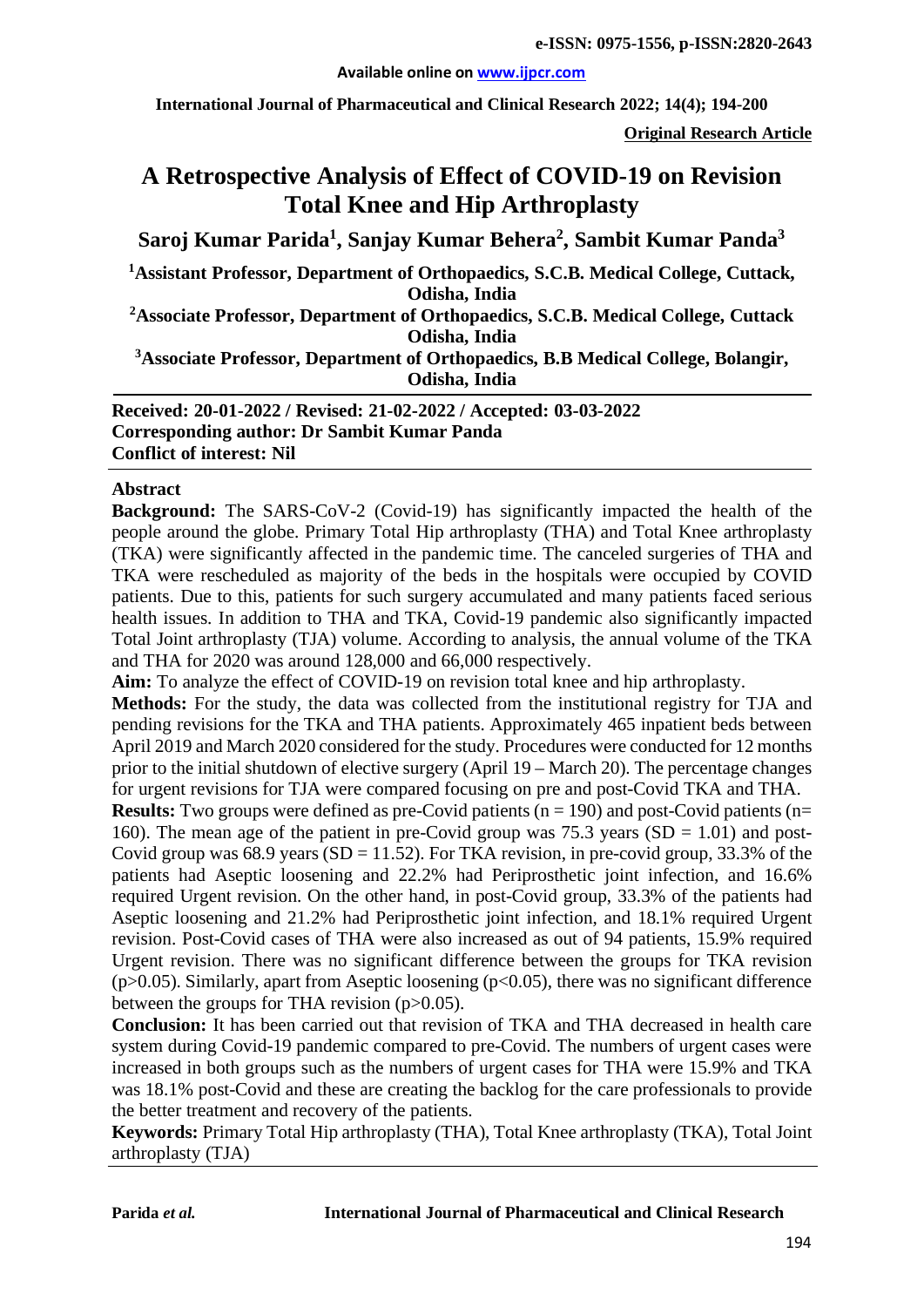# A Retrospective Analysis of Effect of COVID-19 on Revision Total Knee and Hip Arthroplasty

**Saroj Kumar Parida[1], Sanjay Kumar Behera[2], Sambit Kumar Panda[3]**

[1]Assistant Professor, Department of Orthopaedics, S.C.B. Medical College, Cuttack, Odisha, India

[2]Associate Professor, Department of Orthopaedics, S.C.B. Medical College, Cuttack Odisha, India

[3]Associate Professor, Department of Orthopaedics, B.B Medical College, Bolangir, Odisha, India

**Received: 20-01-2022 / Revised: 21-02-2022 / Accepted: 03-03-2022**
**Corresponding author: Dr Sambit Kumar Panda**
**Conflict of interest: Nil**

## Abstract

**Background:** The SARS-CoV-2 (Covid-19) has significantly impacted the health of the people around the globe. Primary Total Hip arthroplasty (THA) and Total Knee arthroplasty (TKA) were significantly affected in the pandemic time. The canceled surgeries of THA and TKA were rescheduled as majority of the beds in the hospitals were occupied by COVID patients. Due to this, patients for such surgery accumulated and many patients faced serious health issues. In addition to THA and TKA, Covid-19 pandemic also significantly impacted Total Joint arthroplasty (TJA) volume. According to analysis, the annual volume of the TKA and THA for 2020 was around 128,000 and 66,000 respectively.

**Aim:** To analyze the effect of COVID-19 on revision total knee and hip arthroplasty.

**Methods:** For the study, the data was collected from the institutional registry for TJA and pending revisions for the TKA and THA patients. Approximately 465 inpatient beds between April 2019 and March 2020 considered for the study. Procedures were conducted for 12 months prior to the initial shutdown of elective surgery (April 19 – March 20). The percentage changes for urgent revisions for TJA were compared focusing on pre and post-Covid TKA and THA.

**Results:** Two groups were defined as pre-Covid patients (n = 190) and post-Covid patients (n= 160). The mean age of the patient in pre-Covid group was 75.3 years (SD = 1.01) and post-Covid group was 68.9 years (SD = 11.52). For TKA revision, in pre-covid group, 33.3% of the patients had Aseptic loosening and 22.2% had Periprosthetic joint infection, and 16.6% required Urgent revision. On the other hand, in post-Covid group, 33.3% of the patients had Aseptic loosening and 21.2% had Periprosthetic joint infection, and 18.1% required Urgent revision. Post-Covid cases of THA were also increased as out of 94 patients, 15.9% required Urgent revision. There was no significant difference between the groups for TKA revision ($p>0.05$). Similarly, apart from Aseptic loosening ($p<0.05$), there was no significant difference between the groups for THA revision ($p>0.05$).

**Conclusion:** It has been carried out that revision of TKA and THA decreased in health care system during Covid-19 pandemic compared to pre-Covid. The numbers of urgent cases were increased in both groups such as the numbers of urgent cases for THA were 15.9% and TKA was 18.1% post-Covid and these are creating the backlog for the care professionals to provide the better treatment and recovery of the patients.

**Keywords:** Primary Total Hip arthroplasty (THA), Total Knee arthroplasty (TKA), Total Joint arthroplasty (TJA)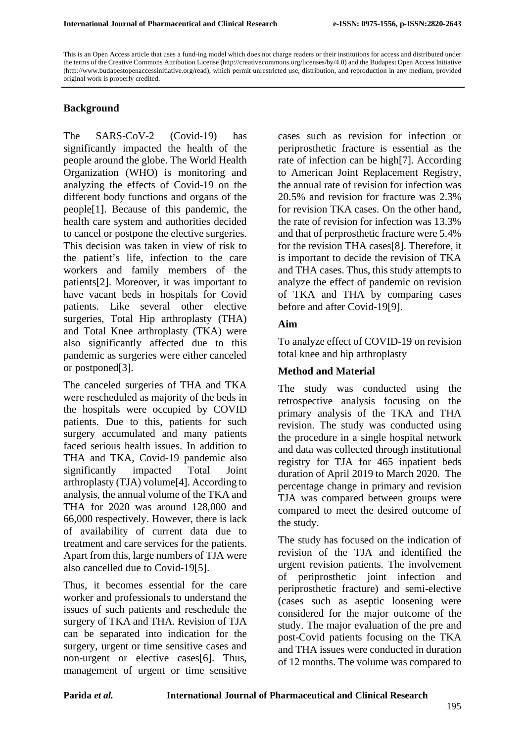This is an Open Access article that uses a fund-ing model which does not charge readers or their institutions for access and distributed under the terms of the Creative Commons Attribution License (http://creativecommons.org/licenses/by/4.0) and the Budapest Open Access Initiative (http://www.budapestopenaccessinitiative.org/read), which permit unrestricted use, distribution, and reproduction in any medium, provided original work is properly credited.

## Background

The SARS-CoV-2 (Covid-19) has significantly impacted the health of the people around the globe. The World Health Organization (WHO) is monitoring and analyzing the effects of Covid-19 on the different body functions and organs of the people[1]. Because of this pandemic, the health care system and authorities decided to cancel or postpone the elective surgeries. This decision was taken in view of risk to the patient's life, infection to the care workers and family members of the patients[2]. Moreover, it was important to have vacant beds in hospitals for Covid patients. Like several other elective surgeries, Total Hip arthroplasty (THA) and Total Knee arthroplasty (TKA) were also significantly affected due to this pandemic as surgeries were either canceled or postponed[3].

The canceled surgeries of THA and TKA were rescheduled as majority of the beds in the hospitals were occupied by COVID patients. Due to this, patients for such surgery accumulated and many patients faced serious health issues. In addition to THA and TKA, Covid-19 pandemic also significantly impacted Total Joint arthroplasty (TJA) volume[4]. According to analysis, the annual volume of the TKA and THA for 2020 was around 128,000 and 66,000 respectively. However, there is lack of availability of current data due to treatment and care services for the patients. Apart from this, large numbers of TJA were also cancelled due to Covid-19[5].

Thus, it becomes essential for the care worker and professionals to understand the issues of such patients and reschedule the surgery of TKA and THA. Revision of TJA can be separated into indication for the surgery, urgent or time sensitive cases and non-urgent or elective cases[6]. Thus, management of urgent or time sensitive cases such as revision for infection or periprosthetic fracture is essential as the rate of infection can be high[7]. According to American Joint Replacement Registry, the annual rate of revision for infection was 20.5% and revision for fracture was 2.3% for revision TKA cases. On the other hand, the rate of revision for infection was 13.3% and that of perprosthetic fracture were 5.4% for the revision THA cases[8]. Therefore, it is important to decide the revision of TKA and THA cases. Thus, this study attempts to analyze the effect of pandemic on revision of TKA and THA by comparing cases before and after Covid-19[9].

## Aim

To analyze effect of COVID-19 on revision total knee and hip arthroplasty

## Method and Material

The study was conducted using the retrospective analysis focusing on the primary analysis of the TKA and THA revision. The study was conducted using the procedure in a single hospital network and data was collected through institutional registry for TJA for 465 inpatient beds duration of April 2019 to March 2020. The percentage change in primary and revision TJA was compared between groups were compared to meet the desired outcome of the study.

The study has focused on the indication of revision of the TJA and identified the urgent revision patients. The involvement of periprosthetic joint infection and periprosthetic fracture) and semi-elective (cases such as aseptic loosening were considered for the major outcome of the study. The major evaluation of the pre and post-Covid patients focusing on the TKA and THA issues were conducted in duration of 12 months. The volume was compared to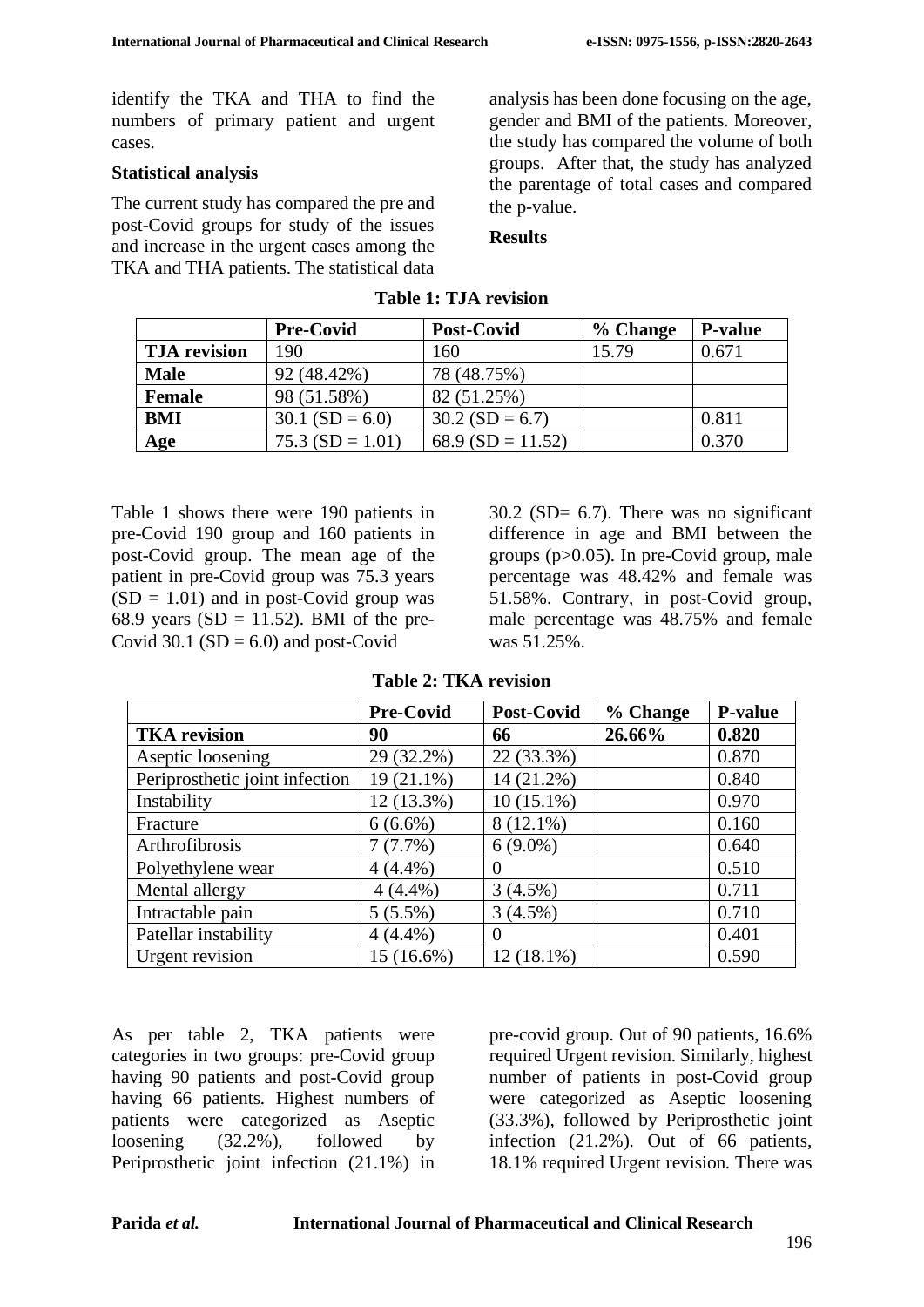identify the TKA and THA to find the numbers of primary patient and urgent cases.

**Statistical analysis**

The current study has compared the pre and post-Covid groups for study of the issues and increase in the urgent cases among the TKA and THA patients. The statistical data analysis has been done focusing on the age, gender and BMI of the patients. Moreover, the study has compared the volume of both groups. After that, the study has analyzed the parentage of total cases and compared the p-value.

**Results**

**Table 1: TJA revision**

| | Pre-Covid | Post-Covid | % Change | P-value |
|---|---|---|---|---|
| **TJA revision** | 190 | 160 | 15.79 | 0.671 |
| **Male** | 92 (48.42%) | 78 (48.75%) | | |
| **Female** | 98 (51.58%) | 82 (51.25%) | | |
| **BMI** | 30.1 (SD = 6.0) | 30.2 (SD = 6.7) | | 0.811 |
| **Age** | 75.3 (SD = 1.01) | 68.9 (SD = 11.52) | | 0.370 |

Table 1 shows there were 190 patients in pre-Covid 190 group and 160 patients in post-Covid group. The mean age of the patient in pre-Covid group was 75.3 years (SD = 1.01) and in post-Covid group was 68.9 years (SD = 11.52). BMI of the pre-Covid 30.1 (SD = 6.0) and post-Covid 30.2 (SD= 6.7). There was no significant difference in age and BMI between the groups ($p>0.05$). In pre-Covid group, male percentage was 48.42% and female was 51.58%. Contrary, in post-Covid group, male percentage was 48.75% and female was 51.25%.

**Table 2: TKA revision**

| | Pre-Covid | Post-Covid | % Change | P-value |
|---|---|---|---|---|
| **TKA revision** | **90** | **66** | **26.66%** | **0.820** |
| Aseptic loosening | 29 (32.2%) | 22 (33.3%) | | 0.870 |
| Periprosthetic joint infection | 19 (21.1%) | 14 (21.2%) | | 0.840 |
| Instability | 12 (13.3%) | 10 (15.1%) | | 0.970 |
| Fracture | 6 (6.6%) | 8 (12.1%) | | 0.160 |
| Arthrofibrosis | 7 (7.7%) | 6 (9.0%) | | 0.640 |
| Polyethylene wear | 4 (4.4%) | 0 | | 0.510 |
| Mental allergy | 4 (4.4%) | 3 (4.5%) | | 0.711 |
| Intractable pain | 5 (5.5%) | 3 (4.5%) | | 0.710 |
| Patellar instability | 4 (4.4%) | 0 | | 0.401 |
| Urgent revision | 15 (16.6%) | 12 (18.1%) | | 0.590 |

As per table 2, TKA patients were categories in two groups: pre-Covid group having 90 patients and post-Covid group having 66 patients. Highest numbers of patients were categorized as Aseptic loosening (32.2%), followed by Periprosthetic joint infection (21.1%) in pre-covid group. Out of 90 patients, 16.6% required Urgent revision. Similarly, highest number of patients in post-Covid group were categorized as Aseptic loosening (33.3%), followed by Periprosthetic joint infection (21.2%). Out of 66 patients, 18.1% required Urgent revision. There was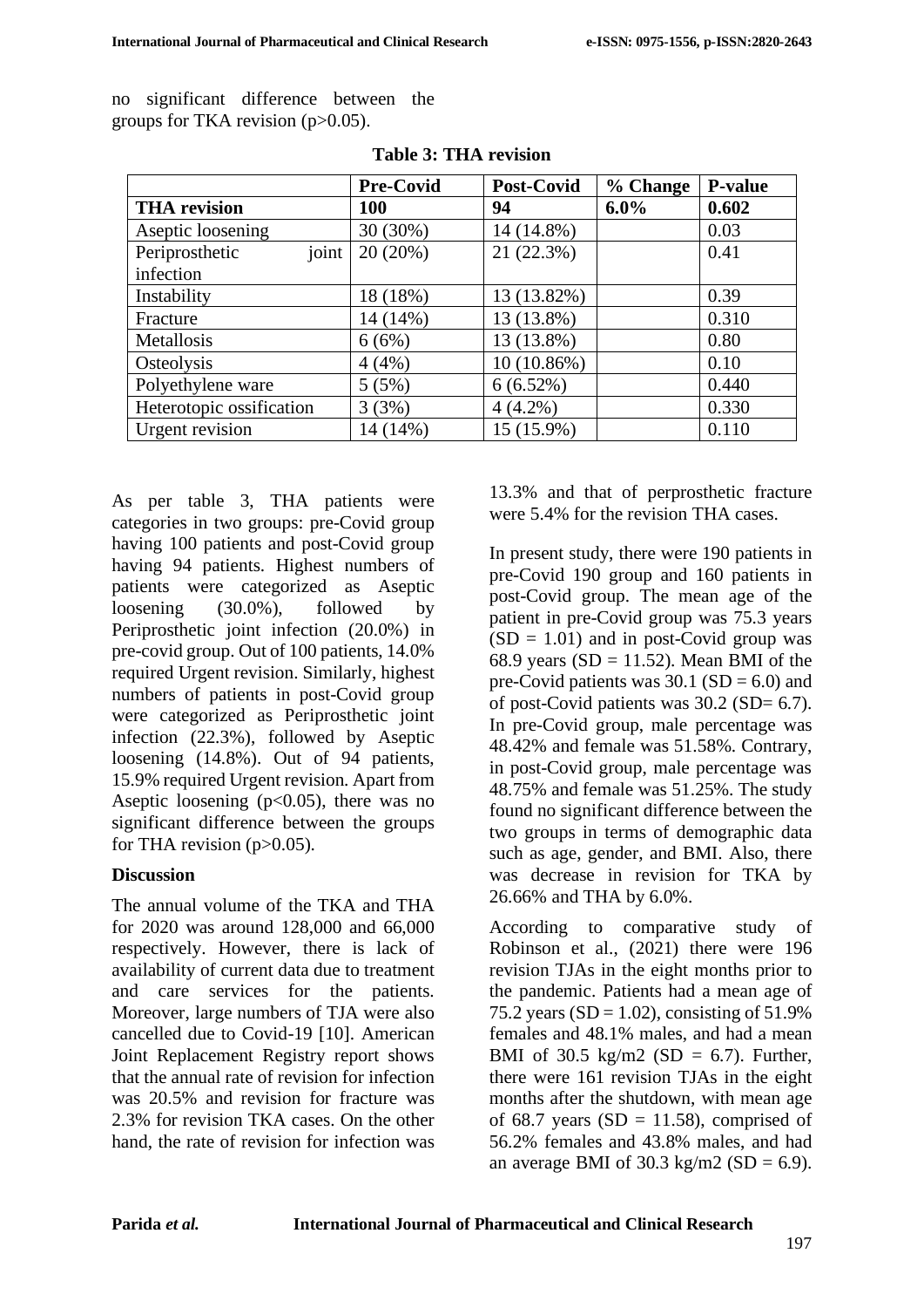no significant difference between the groups for TKA revision (p>0.05).

**Table 3: THA revision**

| | Pre-Covid | Post-Covid | % Change | P-value |
|---|---|---|---|---|
| **THA revision** | **100** | **94** | **6.0%** | **0.602** |
| Aseptic loosening | 30 (30%) | 14 (14.8%) | | 0.03 |
| Periprosthetic joint infection | 20 (20%) | 21 (22.3%) | | 0.41 |
| Instability | 18 (18%) | 13 (13.82%) | | 0.39 |
| Fracture | 14 (14%) | 13 (13.8%) | | 0.310 |
| Metallosis | 6 (6%) | 13 (13.8%) | | 0.80 |
| Osteolysis | 4 (4%) | 10 (10.86%) | | 0.10 |
| Polyethylene ware | 5 (5%) | 6 (6.52%) | | 0.440 |
| Heterotopic ossification | 3 (3%) | 4 (4.2%) | | 0.330 |
| Urgent revision | 14 (14%) | 15 (15.9%) | | 0.110 |

As per table 3, THA patients were categories in two groups: pre-Covid group having 100 patients and post-Covid group having 94 patients. Highest numbers of patients were categorized as Aseptic loosening (30.0%), followed by Periprosthetic joint infection (20.0%) in pre-covid group. Out of 100 patients, 14.0% required Urgent revision. Similarly, highest numbers of patients in post-Covid group were categorized as Periprosthetic joint infection (22.3%), followed by Aseptic loosening (14.8%). Out of 94 patients, 15.9% required Urgent revision. Apart from Aseptic loosening (p<0.05), there was no significant difference between the groups for THA revision (p>0.05).

## Discussion

The annual volume of the TKA and THA for 2020 was around 128,000 and 66,000 respectively. However, there is lack of availability of current data due to treatment and care services for the patients. Moreover, large numbers of TJA were also cancelled due to Covid-19 [10]. American Joint Replacement Registry report shows that the annual rate of revision for infection was 20.5% and revision for fracture was 2.3% for revision TKA cases. On the other hand, the rate of revision for infection was 13.3% and that of perprosthetic fracture were 5.4% for the revision THA cases.

In present study, there were 190 patients in pre-Covid 190 group and 160 patients in post-Covid group. The mean age of the patient in pre-Covid group was 75.3 years (SD = 1.01) and in post-Covid group was 68.9 years (SD = 11.52). Mean BMI of the pre-Covid patients was 30.1 (SD = 6.0) and of post-Covid patients was 30.2 (SD= 6.7). In pre-Covid group, male percentage was 48.42% and female was 51.58%. Contrary, in post-Covid group, male percentage was 48.75% and female was 51.25%. The study found no significant difference between the two groups in terms of demographic data such as age, gender, and BMI. Also, there was decrease in revision for TKA by 26.66% and THA by 6.0%.

According to comparative study of Robinson et al., (2021) there were 196 revision TJAs in the eight months prior to the pandemic. Patients had a mean age of 75.2 years (SD = 1.02), consisting of 51.9% females and 48.1% males, and had a mean BMI of 30.5 kg/m2 (SD = 6.7). Further, there were 161 revision TJAs in the eight months after the shutdown, with mean age of 68.7 years (SD = 11.58), comprised of 56.2% females and 43.8% males, and had an average BMI of 30.3 kg/m2 (SD = 6.9).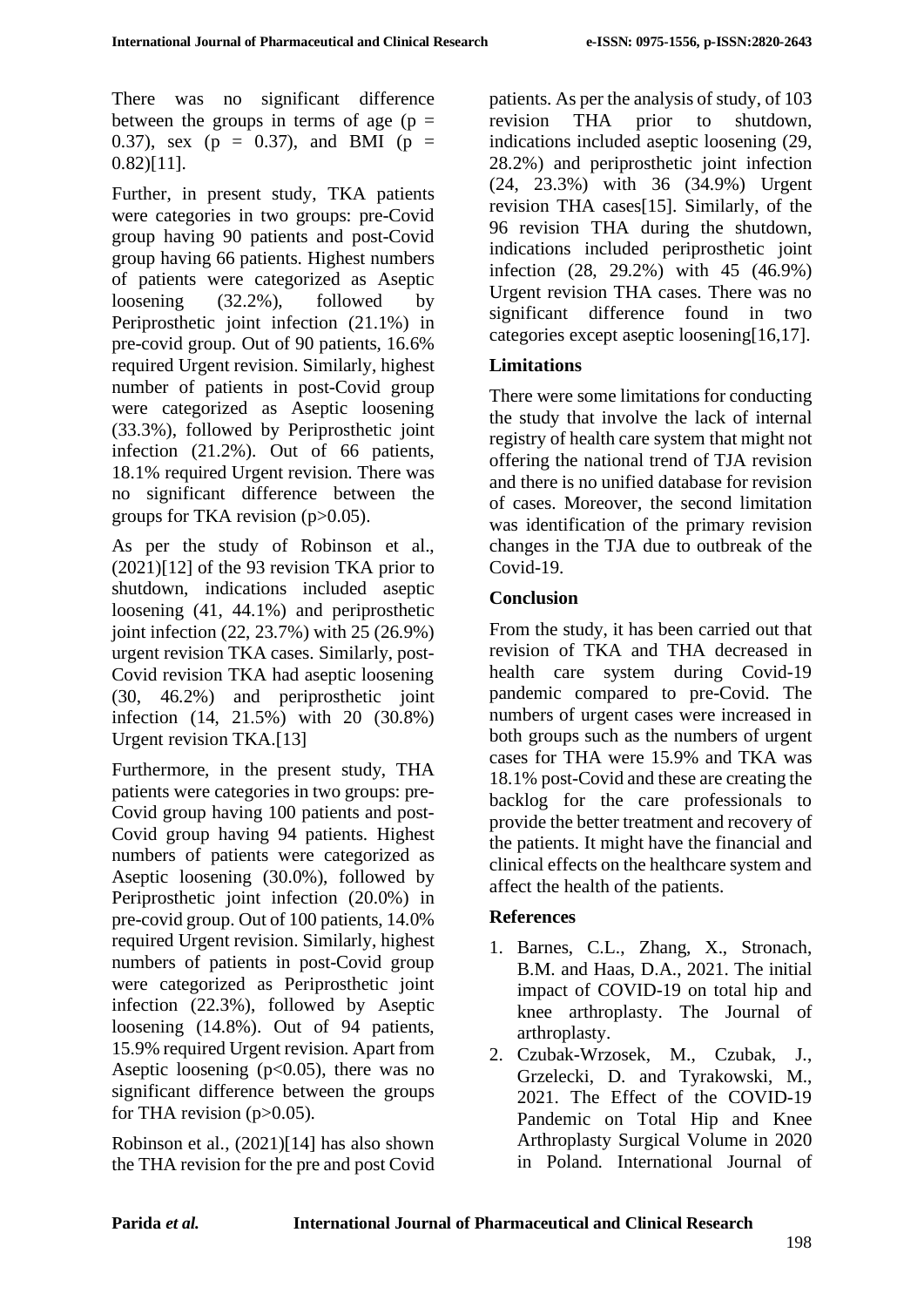There was no significant difference between the groups in terms of age ($p = 0.37$), sex ($p = 0.37$), and BMI ($p = 0.82$)[11].

Further, in present study, TKA patients were categories in two groups: pre-Covid group having 90 patients and post-Covid group having 66 patients. Highest numbers of patients were categorized as Aseptic loosening (32.2%), followed by Periprosthetic joint infection (21.1%) in pre-covid group. Out of 90 patients, 16.6% required Urgent revision. Similarly, highest number of patients in post-Covid group were categorized as Aseptic loosening (33.3%), followed by Periprosthetic joint infection (21.2%). Out of 66 patients, 18.1% required Urgent revision. There was no significant difference between the groups for TKA revision ($p>0.05$).

As per the study of Robinson et al., (2021)[12] of the 93 revision TKA prior to shutdown, indications included aseptic loosening (41, 44.1%) and periprosthetic joint infection (22, 23.7%) with 25 (26.9%) urgent revision TKA cases. Similarly, post-Covid revision TKA had aseptic loosening (30, 46.2%) and periprosthetic joint infection (14, 21.5%) with 20 (30.8%) Urgent revision TKA.[13]

Furthermore, in the present study, THA patients were categories in two groups: pre-Covid group having 100 patients and post-Covid group having 94 patients. Highest numbers of patients were categorized as Aseptic loosening (30.0%), followed by Periprosthetic joint infection (20.0%) in pre-covid group. Out of 100 patients, 14.0% required Urgent revision. Similarly, highest numbers of patients in post-Covid group were categorized as Periprosthetic joint infection (22.3%), followed by Aseptic loosening (14.8%). Out of 94 patients, 15.9% required Urgent revision. Apart from Aseptic loosening ($p<0.05$), there was no significant difference between the groups for THA revision ($p>0.05$).

Robinson et al., (2021)[14] has also shown the THA revision for the pre and post Covid patients. As per the analysis of study, of 103 revision THA prior to shutdown, indications included aseptic loosening (29, 28.2%) and periprosthetic joint infection (24, 23.3%) with 36 (34.9%) Urgent revision THA cases[15]. Similarly, of the 96 revision THA during the shutdown, indications included periprosthetic joint infection (28, 29.2%) with 45 (46.9%) Urgent revision THA cases. There was no significant difference found in two categories except aseptic loosening[16,17].

## Limitations

There were some limitations for conducting the study that involve the lack of internal registry of health care system that might not offering the national trend of TJA revision and there is no unified database for revision of cases. Moreover, the second limitation was identification of the primary revision changes in the TJA due to outbreak of the Covid-19.

## Conclusion

From the study, it has been carried out that revision of TKA and THA decreased in health care system during Covid-19 pandemic compared to pre-Covid. The numbers of urgent cases were increased in both groups such as the numbers of urgent cases for THA were 15.9% and TKA was 18.1% post-Covid and these are creating the backlog for the care professionals to provide the better treatment and recovery of the patients. It might have the financial and clinical effects on the healthcare system and affect the health of the patients.

## References

1. Barnes, C.L., Zhang, X., Stronach, B.M. and Haas, D.A., 2021. The initial impact of COVID-19 on total hip and knee arthroplasty. The Journal of arthroplasty.
2. Czubak-Wrzosek, M., Czubak, J., Grzelecki, D. and Tyrakowski, M., 2021. The Effect of the COVID-19 Pandemic on Total Hip and Knee Arthroplasty Surgical Volume in 2020 in Poland. International Journal of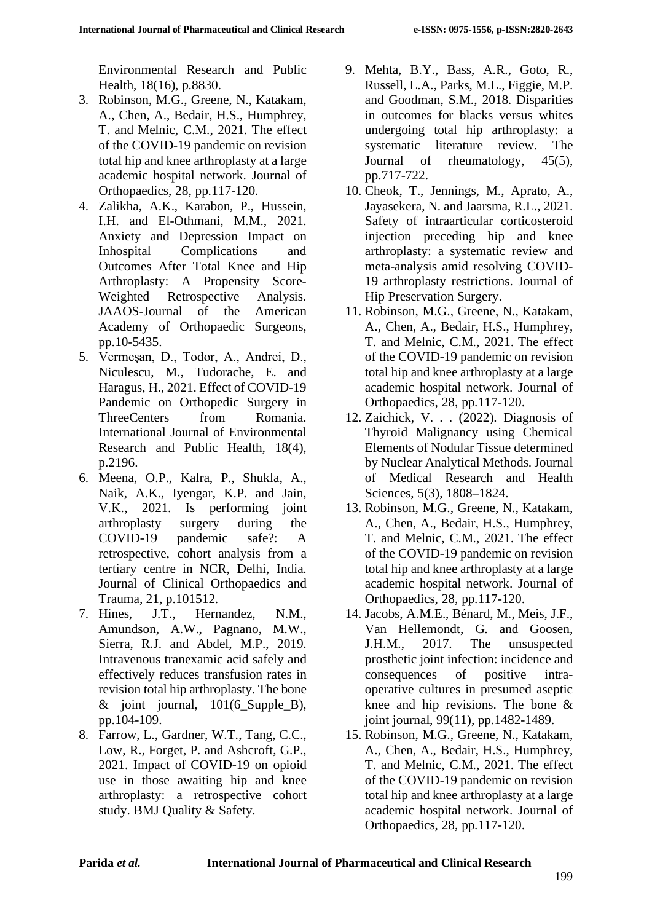Environmental Research and Public Health, 18(16), p.8830.

3. Robinson, M.G., Greene, N., Katakam, A., Chen, A., Bedair, H.S., Humphrey, T. and Melnic, C.M., 2021. The effect of the COVID-19 pandemic on revision total hip and knee arthroplasty at a large academic hospital network. Journal of Orthopaedics, 28, pp.117-120.
4. Zalikha, A.K., Karabon, P., Hussein, I.H. and El-Othmani, M.M., 2021. Anxiety and Depression Impact on Inhospital Complications and Outcomes After Total Knee and Hip Arthroplasty: A Propensity Score-Weighted Retrospective Analysis. JAAOS-Journal of the American Academy of Orthopaedic Surgeons, pp.10-5435.
5. Vermeşan, D., Todor, A., Andrei, D., Niculescu, M., Tudorache, E. and Haragus, H., 2021. Effect of COVID-19 Pandemic on Orthopedic Surgery in ThreeCenters from Romania. International Journal of Environmental Research and Public Health, 18(4), p.2196.
6. Meena, O.P., Kalra, P., Shukla, A., Naik, A.K., Iyengar, K.P. and Jain, V.K., 2021. Is performing joint arthroplasty surgery during the COVID-19 pandemic safe?: A retrospective, cohort analysis from a tertiary centre in NCR, Delhi, India. Journal of Clinical Orthopaedics and Trauma, 21, p.101512.
7. Hines, J.T., Hernandez, N.M., Amundson, A.W., Pagnano, M.W., Sierra, R.J. and Abdel, M.P., 2019. Intravenous tranexamic acid safely and effectively reduces transfusion rates in revision total hip arthroplasty. The bone & joint journal, 101(6_Supple_B), pp.104-109.
8. Farrow, L., Gardner, W.T., Tang, C.C., Low, R., Forget, P. and Ashcroft, G.P., 2021. Impact of COVID-19 on opioid use in those awaiting hip and knee arthroplasty: a retrospective cohort study. BMJ Quality & Safety.
9. Mehta, B.Y., Bass, A.R., Goto, R., Russell, L.A., Parks, M.L., Figgie, M.P. and Goodman, S.M., 2018. Disparities in outcomes for blacks versus whites undergoing total hip arthroplasty: a systematic literature review. The Journal of rheumatology, 45(5), pp.717-722.
10. Cheok, T., Jennings, M., Aprato, A., Jayasekera, N. and Jaarsma, R.L., 2021. Safety of intraarticular corticosteroid injection preceding hip and knee arthroplasty: a systematic review and meta-analysis amid resolving COVID-19 arthroplasty restrictions. Journal of Hip Preservation Surgery.
11. Robinson, M.G., Greene, N., Katakam, A., Chen, A., Bedair, H.S., Humphrey, T. and Melnic, C.M., 2021. The effect of the COVID-19 pandemic on revision total hip and knee arthroplasty at a large academic hospital network. Journal of Orthopaedics, 28, pp.117-120.
12. Zaichick, V. . . (2022). Diagnosis of Thyroid Malignancy using Chemical Elements of Nodular Tissue determined by Nuclear Analytical Methods. Journal of Medical Research and Health Sciences, 5(3), 1808–1824.
13. Robinson, M.G., Greene, N., Katakam, A., Chen, A., Bedair, H.S., Humphrey, T. and Melnic, C.M., 2021. The effect of the COVID-19 pandemic on revision total hip and knee arthroplasty at a large academic hospital network. Journal of Orthopaedics, 28, pp.117-120.
14. Jacobs, A.M.E., Bénard, M., Meis, J.F., Van Hellemondt, G. and Goosen, J.H.M., 2017. The unsuspected prosthetic joint infection: incidence and consequences of positive intra-operative cultures in presumed aseptic knee and hip revisions. The bone & joint journal, 99(11), pp.1482-1489.
15. Robinson, M.G., Greene, N., Katakam, A., Chen, A., Bedair, H.S., Humphrey, T. and Melnic, C.M., 2021. The effect of the COVID-19 pandemic on revision total hip and knee arthroplasty at a large academic hospital network. Journal of Orthopaedics, 28, pp.117-120.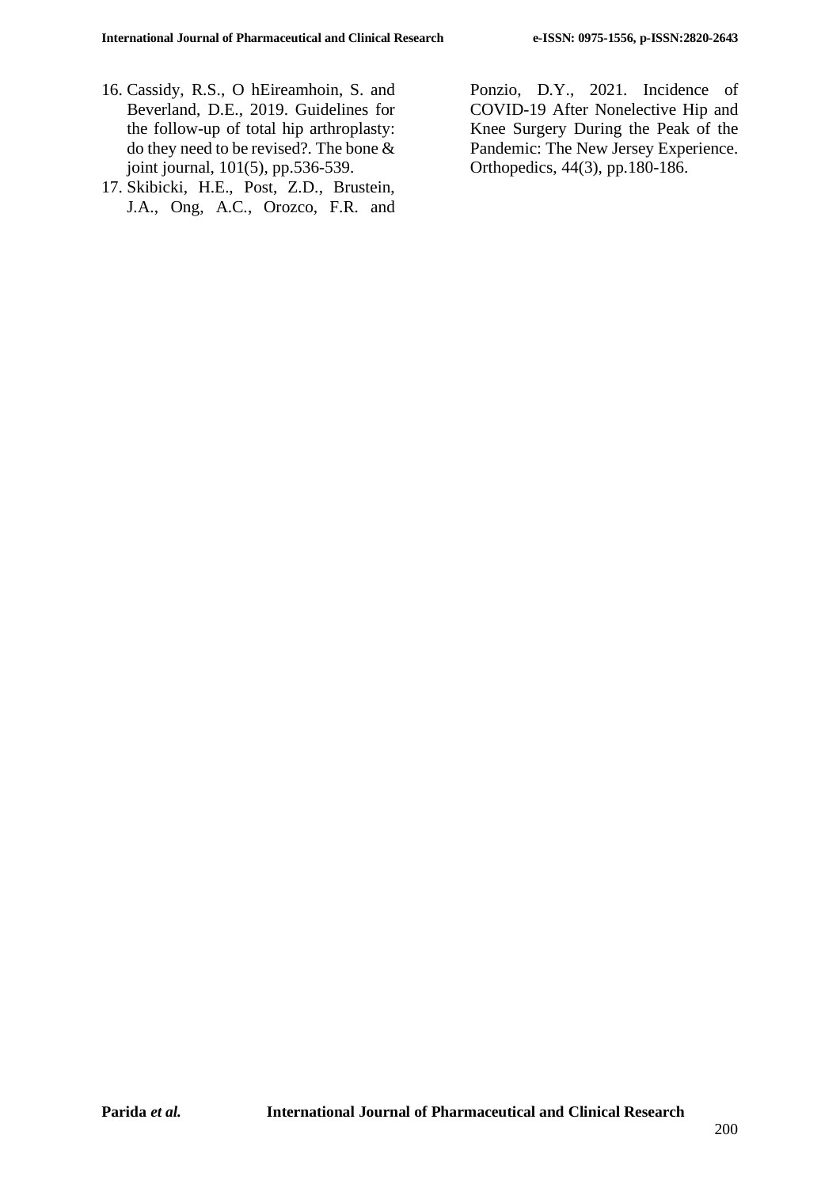16. Cassidy, R.S., O hEireamhoin, S. and Beverland, D.E., 2019. Guidelines for the follow-up of total hip arthroplasty: do they need to be revised?. The bone & joint journal, 101(5), pp.536-539.
17. Skibicki, H.E., Post, Z.D., Brustein, J.A., Ong, A.C., Orozco, F.R. and Ponzio, D.Y., 2021. Incidence of COVID-19 After Nonelective Hip and Knee Surgery During the Peak of the Pandemic: The New Jersey Experience. Orthopedics, 44(3), pp.180-186.